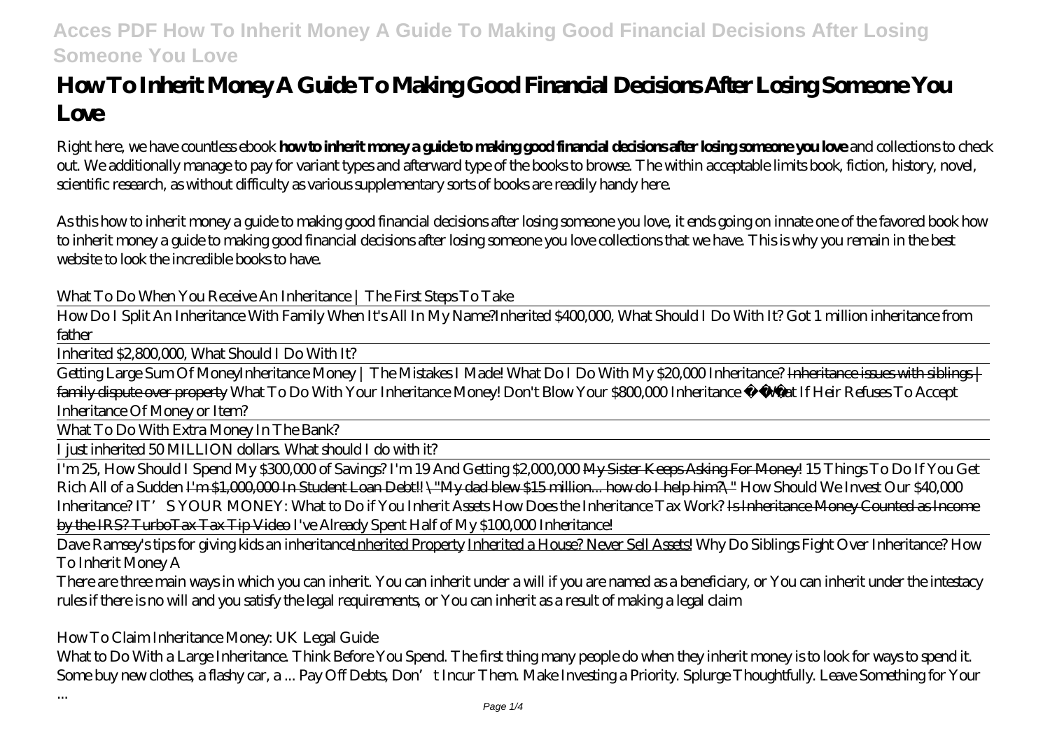# How To Inherit Money A Guide To Making Good Financial Decisions After Losing Someone You Love

Right here, we have countless ebook **how to inherit money a guide to making good financial decisions after losing someone you love** and collections to check out. We additionally manage to pay for variant types and afterward type of the books to browse. The within acceptable limits book, fiction, history, novel, scientific research, as without difficulty as various supplementary sorts of books are readily handy here.

As this how to inherit money a guide to making good financial decisions after losing someone you love, it ends going on innate one of the favored book how to inherit money a guide to making good financial decisions after losing someone you love collections that we have. This is why you remain in the best website to look the incredible books to have.

*What To Do When You Receive An Inheritance | The First Steps To Take*

How Do I Split An Inheritance With Family When It's All In My Name? *Inherited $400,000, What Should I Do With It?* *Got 1 million inheritance from father*

Inherited $2,800,000, What Should I Do With It?

Getting Large Sum Of Money *Inheritance Money | The Mistakes I Made!* *What Do I Do With My $20,000 Inheritance?* ~~Inheritance issues with siblings | family dispute over property~~ *What To Do With Your Inheritance Money!* *Don't Blow Your $800,000 Inheritance* *What If Heir Refuses To Accept Inheritance Of Money or Item?*

What To Do With Extra Money In The Bank?

I just inherited 50 MILLION dollars. What should I do with it?

I'm 25, How Should I Spend My $300,000 of Savings? I'm 19 And Getting $2,000,000 ~~My Sister Keeps Asking For Money!~~ *15 Things To Do If You Get Rich All of a Sudden* ~~I'm $1,000,000 In Student Loan Debt!! \"My dad blew $15 million... how do I help him?\"~~ *How Should We Invest Our $40,000 Inheritance?* *IT'S YOUR MONEY: What to Do if You Inherit Assets* *How Does the Inheritance Tax Work?* ~~Is Inheritance Money Counted as Income by the IRS? TurboTax Tax Tip Video~~ *I've Already Spent Half of My $100,000 Inheritance!*

Dave Ramsey's tips for giving kids an inheritance Inherited Property Inherited a House? Never Sell Assets! *Why Do Siblings Fight Over Inheritance?* *How To Inherit Money A*

There are three main ways in which you can inherit. You can inherit under a will if you are named as a beneficiary, or You can inherit under the intestacy rules if there is no will and you satisfy the legal requirements, or You can inherit as a result of making a legal claim

*How To Claim Inheritance Money: UK Legal Guide*

What to Do With a Large Inheritance. Think Before You Spend. The first thing many people do when they inherit money is to look for ways to spend it. Some buy new clothes, a flashy car, a ... Pay Off Debts, Don't Incur Them. Make Investing a Priority. Splurge Thoughtfully. Leave Something for Your ...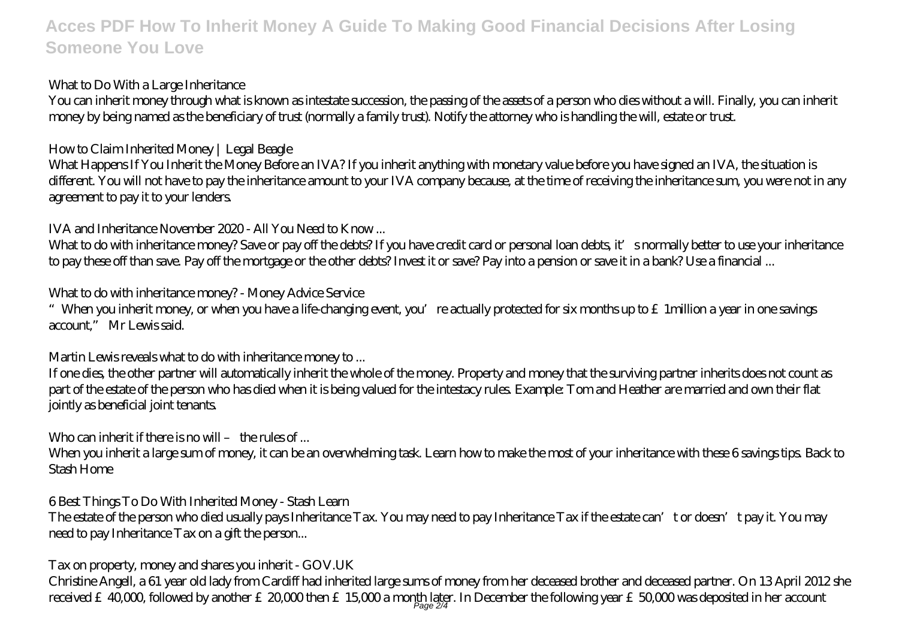*What to Do With a Large Inheritance*

You can inherit money through what is known as intestate succession, the passing of the assets of a person who dies without a will. Finally, you can inherit money by being named as the beneficiary of trust (normally a family trust). Notify the attorney who is handling the will, estate or trust.

*How to Claim Inherited Money | Legal Beagle*

What Happens If You Inherit the Money Before an IVA? If you inherit anything with monetary value before you have signed an IVA, the situation is different. You will not have to pay the inheritance amount to your IVA company because, at the time of receiving the inheritance sum, you were not in any agreement to pay it to your lenders.

*IVA and Inheritance November 2020 - All You Need to Know ...*

What to do with inheritance money? Save or pay off the debts? If you have credit card or personal loan debts, it's normally better to use your inheritance to pay these off than save. Pay off the mortgage or the other debts? Invest it or save? Pay into a pension or save it in a bank? Use a financial ...

*What to do with inheritance money? - Money Advice Service*

"When you inherit money, or when you have a life-changing event, you're actually protected for six months up to £1million a year in one savings account," Mr Lewis said.

*Martin Lewis reveals what to do with inheritance money to ...*

If one dies, the other partner will automatically inherit the whole of the money. Property and money that the surviving partner inherits does not count as part of the estate of the person who has died when it is being valued for the intestacy rules. Example: Tom and Heather are married and own their flat jointly as beneficial joint tenants.

*Who can inherit if there is no will – the rules of ...*

When you inherit a large sum of money, it can be an overwhelming task. Learn how to make the most of your inheritance with these 6 savings tips. Back to Stash Home

*6 Best Things To Do With Inherited Money - Stash Learn*

The estate of the person who died usually pays Inheritance Tax. You may need to pay Inheritance Tax if the estate can't or doesn't pay it. You may need to pay Inheritance Tax on a gift the person...

*Tax on property, money and shares you inherit - GOV.UK*

Christine Angell, a 61 year old lady from Cardiff had inherited large sums of money from her deceased brother and deceased partner. On 13 April 2012 she received £40,000, followed by another £20,000 then £15,000 a month later. In December the following year £50,000 was deposited in her account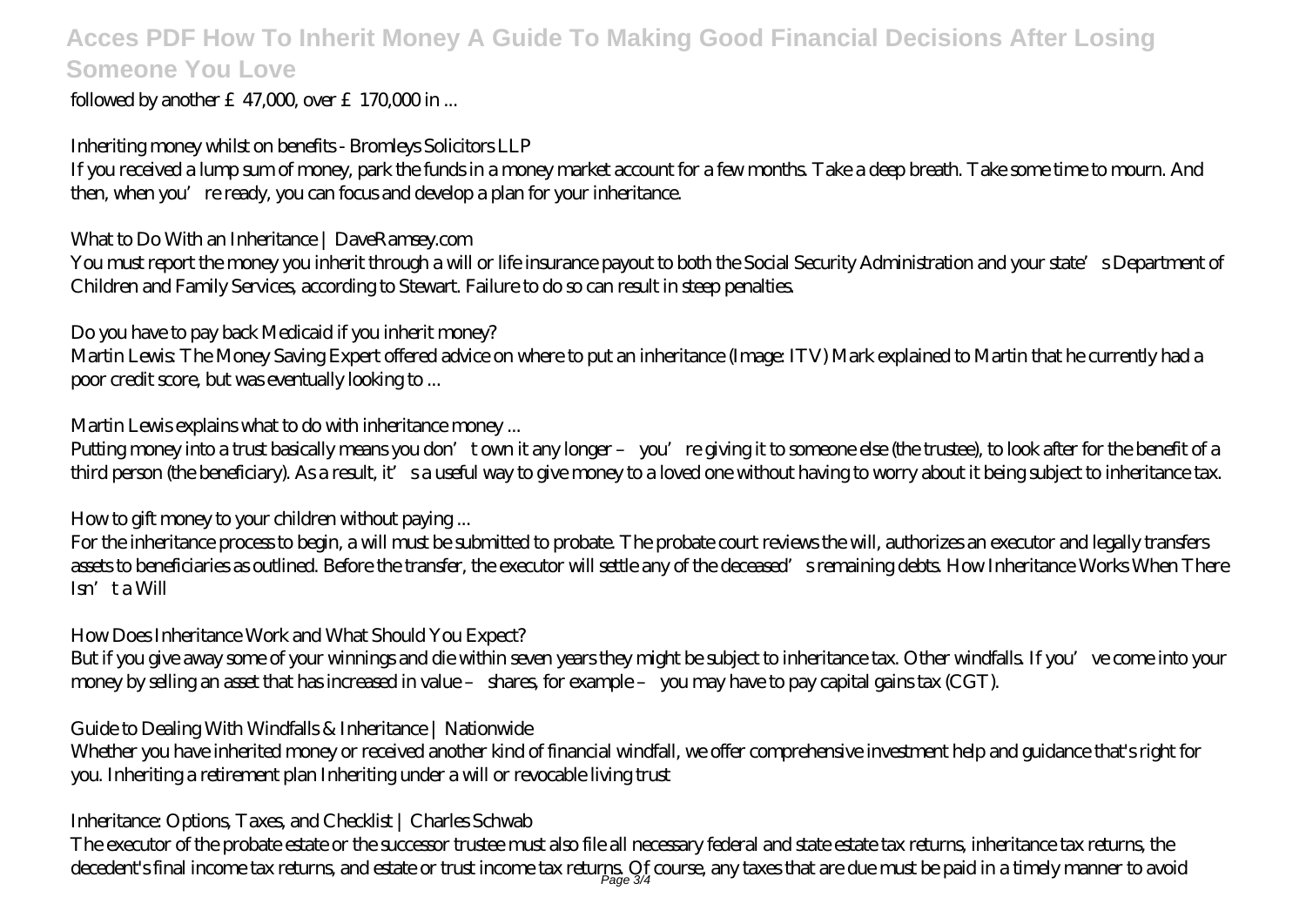followed by another £47,000, over £170,000 in ...

*Inheriting money whilst on benefits - Bromleys Solicitors LLP*

If you received a lump sum of money, park the funds in a money market account for a few months. Take a deep breath. Take some time to mourn. And then, when you're ready, you can focus and develop a plan for your inheritance.

*What to Do With an Inheritance | DaveRamsey.com*

You must report the money you inherit through a will or life insurance payout to both the Social Security Administration and your state's Department of Children and Family Services, according to Stewart. Failure to do so can result in steep penalties.

*Do you have to pay back Medicaid if you inherit money?*

Martin Lewis: The Money Saving Expert offered advice on where to put an inheritance (Image: ITV) Mark explained to Martin that he currently had a poor credit score, but was eventually looking to ...

*Martin Lewis explains what to do with inheritance money ...*

Putting money into a trust basically means you don't own it any longer – you're giving it to someone else (the trustee), to look after for the benefit of a third person (the beneficiary). As a result, it's a useful way to give money to a loved one without having to worry about it being subject to inheritance tax.

*How to gift money to your children without paying ...*

For the inheritance process to begin, a will must be submitted to probate. The probate court reviews the will, authorizes an executor and legally transfers assets to beneficiaries as outlined. Before the transfer, the executor will settle any of the deceased's remaining debts. How Inheritance Works When There Isn't a Will

*How Does Inheritance Work and What Should You Expect?*

But if you give away some of your winnings and die within seven years they might be subject to inheritance tax. Other windfalls. If you've come into your money by selling an asset that has increased in value – shares, for example – you may have to pay capital gains tax (CGT).

*Guide to Dealing With Windfalls & Inheritance | Nationwide*

Whether you have inherited money or received another kind of financial windfall, we offer comprehensive investment help and guidance that's right for you. Inheriting a retirement plan Inheriting under a will or revocable living trust

*Inheritance: Options, Taxes, and Checklist | Charles Schwab*

The executor of the probate estate or the successor trustee must also file all necessary federal and state estate tax returns, inheritance tax returns, the decedent's final income tax returns, and estate or trust income tax returns. Of course, any taxes that are due must be paid in a timely manner to avoid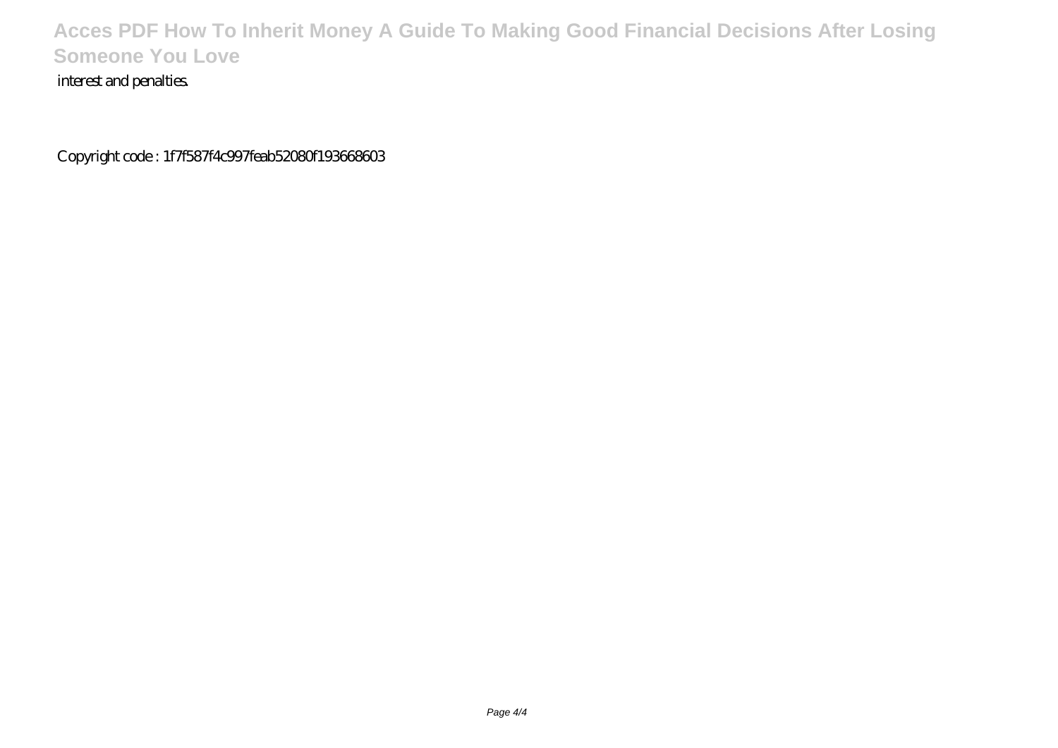interest and penalties.

Copyright code : 1f7f587f4c997feab52080f193668603